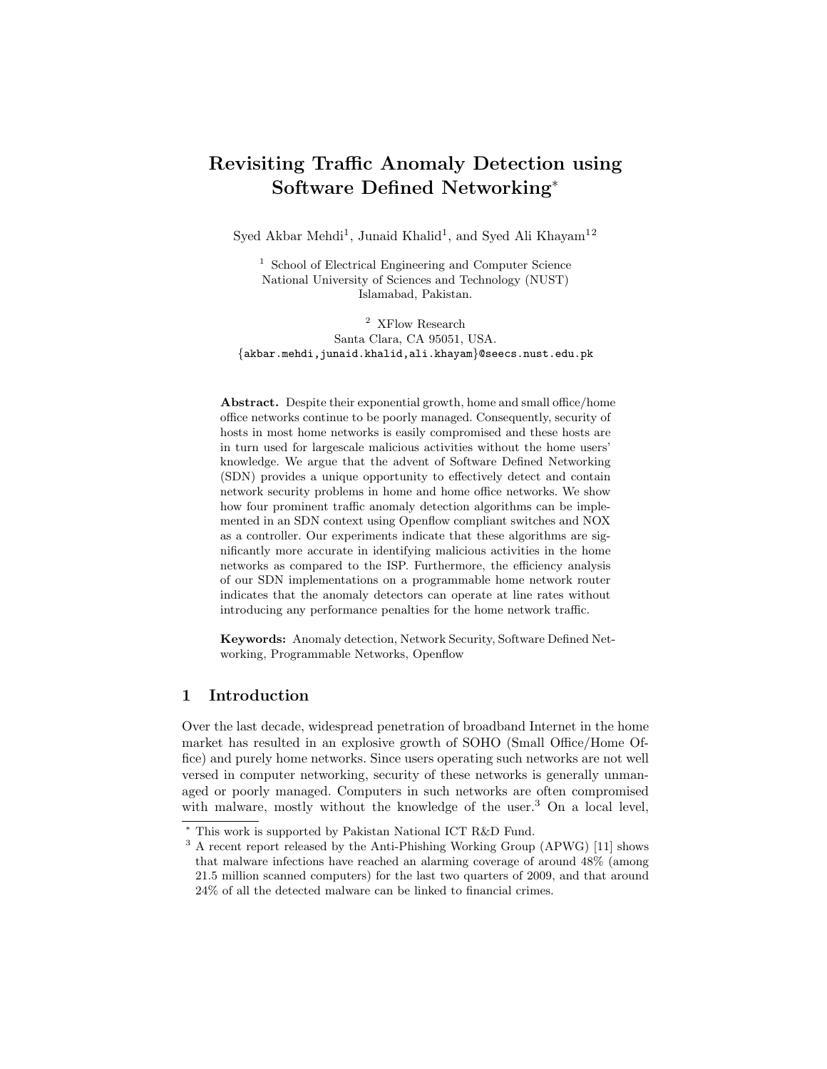# Revisiting Traffic Anomaly Detection using Software Defined Networking*

Syed Akbar Mehdi[1], Junaid Khalid[1], and Syed Ali Khayam[1,2]

[1] School of Electrical Engineering and Computer Science
National University of Sciences and Technology (NUST)
Islamabad, Pakistan.

[2] XFlow Research
Santa Clara, CA 95051, USA.
{akbar.mehdi,junaid.khalid,ali.khayam}@seecs.nust.edu.pk

**Abstract.** Despite their exponential growth, home and small office/home office networks continue to be poorly managed. Consequently, security of hosts in most home networks is easily compromised and these hosts are in turn used for largescale malicious activities without the home users' knowledge. We argue that the advent of Software Defined Networking (SDN) provides a unique opportunity to effectively detect and contain network security problems in home and home office networks. We show how four prominent traffic anomaly detection algorithms can be implemented in an SDN context using Openflow compliant switches and NOX as a controller. Our experiments indicate that these algorithms are significantly more accurate in identifying malicious activities in the home networks as compared to the ISP. Furthermore, the efficiency analysis of our SDN implementations on a programmable home network router indicates that the anomaly detectors can operate at line rates without introducing any performance penalties for the home network traffic.

**Keywords:** Anomaly detection, Network Security, Software Defined Networking, Programmable Networks, Openflow

## 1 Introduction

Over the last decade, widespread penetration of broadband Internet in the home market has resulted in an explosive growth of SOHO (Small Office/Home Office) and purely home networks. Since users operating such networks are not well versed in computer networking, security of these networks is generally unmanaged or poorly managed. Computers in such networks are often compromised with malware, mostly without the knowledge of the user.[3] On a local level,

---

* This work is supported by Pakistan National ICT R&D Fund.

[3] A recent report released by the Anti-Phishing Working Group (APWG) [11] shows that malware infections have reached an alarming coverage of around 48% (among 21.5 million scanned computers) for the last two quarters of 2009, and that around 24% of all the detected malware can be linked to financial crimes.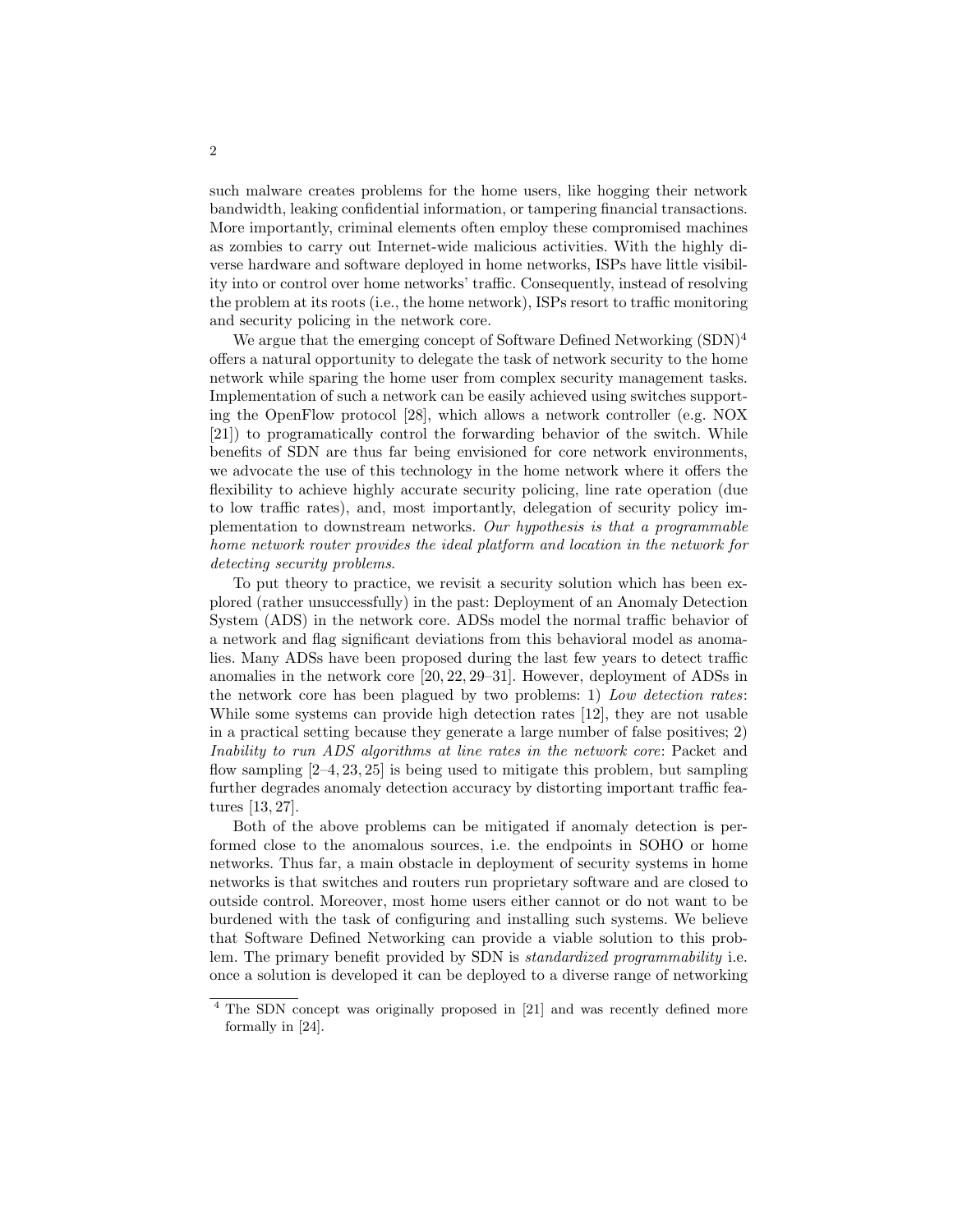such malware creates problems for the home users, like hogging their network bandwidth, leaking confidential information, or tampering financial transactions. More importantly, criminal elements often employ these compromised machines as zombies to carry out Internet-wide malicious activities. With the highly diverse hardware and software deployed in home networks, ISPs have little visibility into or control over home networks' traffic. Consequently, instead of resolving the problem at its roots (i.e., the home network), ISPs resort to traffic monitoring and security policing in the network core.

We argue that the emerging concept of Software Defined Networking (SDN)[4] offers a natural opportunity to delegate the task of network security to the home network while sparing the home user from complex security management tasks. Implementation of such a network can be easily achieved using switches supporting the OpenFlow protocol [28], which allows a network controller (e.g. NOX [21]) to programatically control the forwarding behavior of the switch. While benefits of SDN are thus far being envisioned for core network environments, we advocate the use of this technology in the home network where it offers the flexibility to achieve highly accurate security policing, line rate operation (due to low traffic rates), and, most importantly, delegation of security policy implementation to downstream networks. *Our hypothesis is that a programmable home network router provides the ideal platform and location in the network for detecting security problems.*

To put theory to practice, we revisit a security solution which has been explored (rather unsuccessfully) in the past: Deployment of an Anomaly Detection System (ADS) in the network core. ADSs model the normal traffic behavior of a network and flag significant deviations from this behavioral model as anomalies. Many ADSs have been proposed during the last few years to detect traffic anomalies in the network core [20, 22, 29–31]. However, deployment of ADSs in the network core has been plagued by two problems: 1) *Low detection rates*: While some systems can provide high detection rates [12], they are not usable in a practical setting because they generate a large number of false positives; 2) *Inability to run ADS algorithms at line rates in the network core*: Packet and flow sampling [2–4, 23, 25] is being used to mitigate this problem, but sampling further degrades anomaly detection accuracy by distorting important traffic features [13, 27].

Both of the above problems can be mitigated if anomaly detection is performed close to the anomalous sources, i.e. the endpoints in SOHO or home networks. Thus far, a main obstacle in deployment of security systems in home networks is that switches and routers run proprietary software and are closed to outside control. Moreover, most home users either cannot or do not want to be burdened with the task of configuring and installing such systems. We believe that Software Defined Networking can provide a viable solution to this problem. The primary benefit provided by SDN is *standardized programmability* i.e. once a solution is developed it can be deployed to a diverse range of networking

[4] The SDN concept was originally proposed in [21] and was recently defined more formally in [24].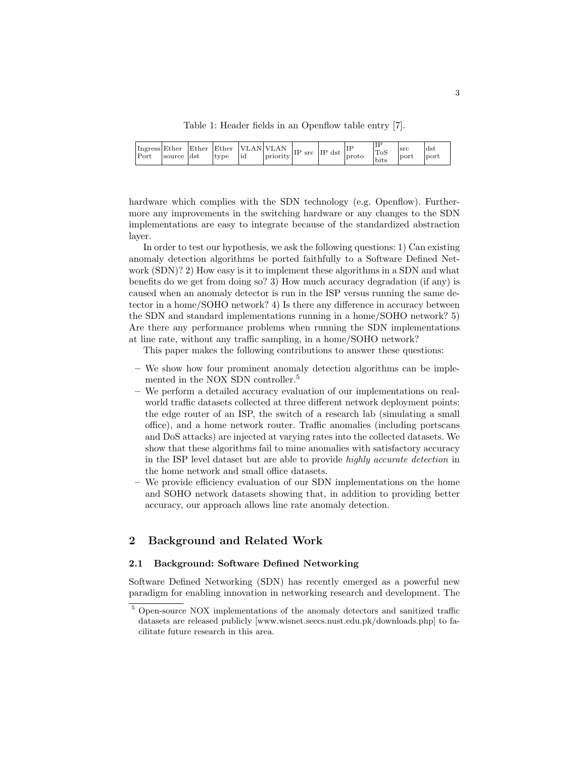Table 1: Header fields in an Openflow table entry [7].

| Ingress Port | Ether source | Ether dst | Ether type | VLAN id | VLAN priority | IP src | IP dst | IP proto | IP ToS bits | src port | dst port |
|---|---|---|---|---|---|---|---|---|---|---|---|

hardware which complies with the SDN technology (e.g. Openflow). Furthermore any improvements in the switching hardware or any changes to the SDN implementations are easy to integrate because of the standardized abstraction layer.

In order to test our hypothesis, we ask the following questions: 1) Can existing anomaly detection algorithms be ported faithfully to a Software Defined Network (SDN)? 2) How easy is it to implement these algorithms in a SDN and what benefits do we get from doing so? 3) How much accuracy degradation (if any) is caused when an anomaly detector is run in the ISP versus running the same detector in a home/SOHO network? 4) Is there any difference in accuracy between the SDN and standard implementations running in a home/SOHO network? 5) Are there any performance problems when running the SDN implementations at line rate, without any traffic sampling, in a home/SOHO network?

This paper makes the following contributions to answer these questions:

- We show how four prominent anomaly detection algorithms can be implemented in the NOX SDN controller.[5]
- We perform a detailed accuracy evaluation of our implementations on real-world traffic datasets collected at three different network deployment points: the edge router of an ISP, the switch of a research lab (simulating a small office), and a home network router. Traffic anomalies (including portscans and DoS attacks) are injected at varying rates into the collected datasets. We show that these algorithms fail to mine anomalies with satisfactory accuracy in the ISP level dataset but are able to provide *highly accurate detection* in the home network and small office datasets.
- We provide efficiency evaluation of our SDN implementations on the home and SOHO network datasets showing that, in addition to providing better accuracy, our approach allows line rate anomaly detection.

## 2 Background and Related Work

### 2.1 Background: Software Defined Networking

Software Defined Networking (SDN) has recently emerged as a powerful new paradigm for enabling innovation in networking research and development. The

[5] Open-source NOX implementations of the anomaly detectors and sanitized traffic datasets are released publicly [www.wisnet.seecs.nust.edu.pk/downloads.php] to facilitate future research in this area.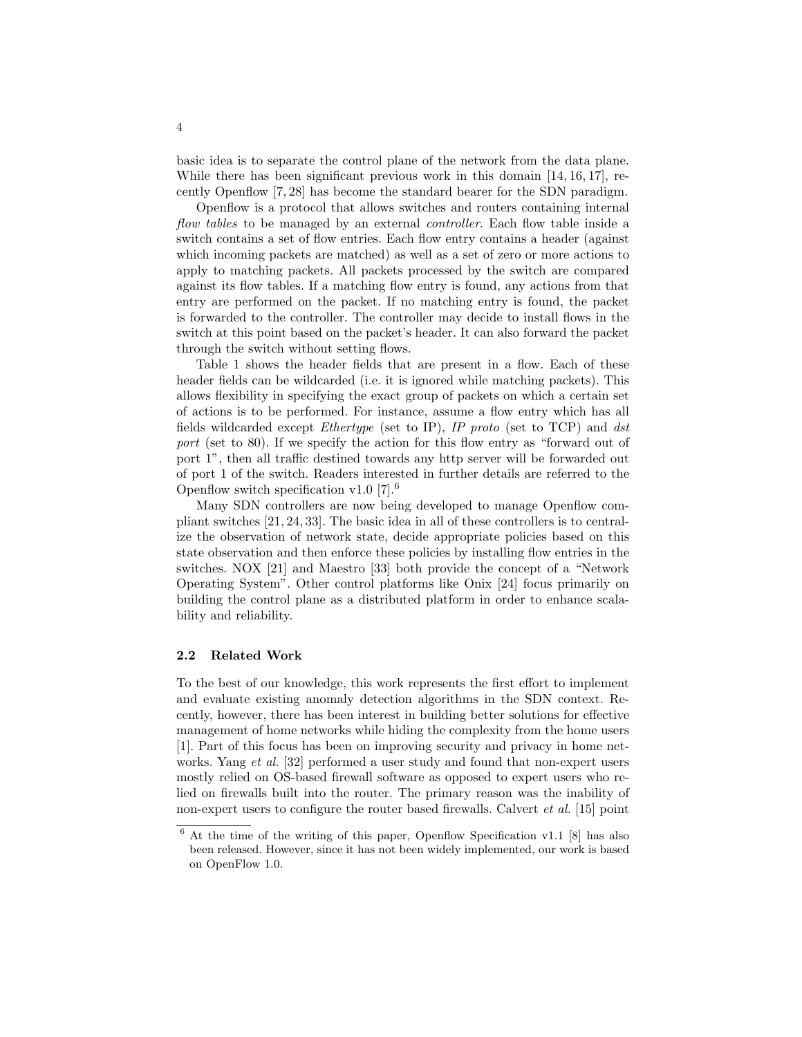basic idea is to separate the control plane of the network from the data plane. While there has been significant previous work in this domain [14, 16, 17], recently Openflow [7, 28] has become the standard bearer for the SDN paradigm.

Openflow is a protocol that allows switches and routers containing internal *flow tables* to be managed by an external *controller*. Each flow table inside a switch contains a set of flow entries. Each flow entry contains a header (against which incoming packets are matched) as well as a set of zero or more actions to apply to matching packets. All packets processed by the switch are compared against its flow tables. If a matching flow entry is found, any actions from that entry are performed on the packet. If no matching entry is found, the packet is forwarded to the controller. The controller may decide to install flows in the switch at this point based on the packet's header. It can also forward the packet through the switch without setting flows.

Table 1 shows the header fields that are present in a flow. Each of these header fields can be wildcarded (i.e. it is ignored while matching packets). This allows flexibility in specifying the exact group of packets on which a certain set of actions is to be performed. For instance, assume a flow entry which has all fields wildcarded except *Ethertype* (set to IP), *IP proto* (set to TCP) and *dst port* (set to 80). If we specify the action for this flow entry as "forward out of port 1", then all traffic destined towards any http server will be forwarded out of port 1 of the switch. Readers interested in further details are referred to the Openflow switch specification v1.0 [7].[6]

Many SDN controllers are now being developed to manage Openflow compliant switches [21, 24, 33]. The basic idea in all of these controllers is to centralize the observation of network state, decide appropriate policies based on this state observation and then enforce these policies by installing flow entries in the switches. NOX [21] and Maestro [33] both provide the concept of a "Network Operating System". Other control platforms like Onix [24] focus primarily on building the control plane as a distributed platform in order to enhance scalability and reliability.

### 2.2 Related Work

To the best of our knowledge, this work represents the first effort to implement and evaluate existing anomaly detection algorithms in the SDN context. Recently, however, there has been interest in building better solutions for effective management of home networks while hiding the complexity from the home users [1]. Part of this focus has been on improving security and privacy in home networks. Yang *et al.* [32] performed a user study and found that non-expert users mostly relied on OS-based firewall software as opposed to expert users who relied on firewalls built into the router. The primary reason was the inability of non-expert users to configure the router based firewalls. Calvert *et al.* [15] point

[6] At the time of the writing of this paper, Openflow Specification v1.1 [8] has also been released. However, since it has not been widely implemented, our work is based on OpenFlow 1.0.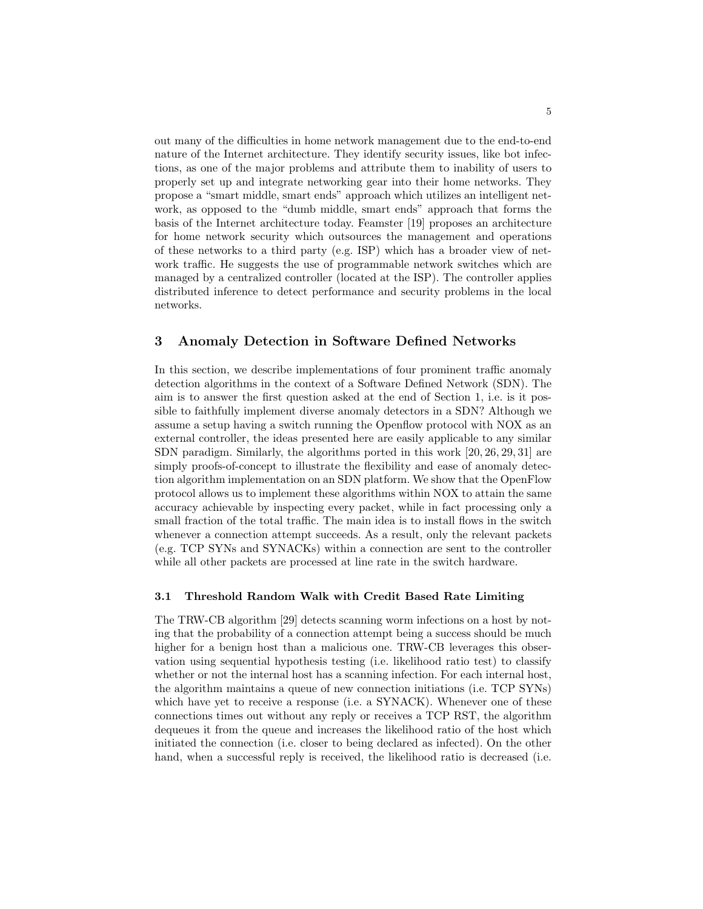out many of the difficulties in home network management due to the end-to-end nature of the Internet architecture. They identify security issues, like bot infections, as one of the major problems and attribute them to inability of users to properly set up and integrate networking gear into their home networks. They propose a "smart middle, smart ends" approach which utilizes an intelligent network, as opposed to the "dumb middle, smart ends" approach that forms the basis of the Internet architecture today. Feamster [19] proposes an architecture for home network security which outsources the management and operations of these networks to a third party (e.g. ISP) which has a broader view of network traffic. He suggests the use of programmable network switches which are managed by a centralized controller (located at the ISP). The controller applies distributed inference to detect performance and security problems in the local networks.

## 3 Anomaly Detection in Software Defined Networks

In this section, we describe implementations of four prominent traffic anomaly detection algorithms in the context of a Software Defined Network (SDN). The aim is to answer the first question asked at the end of Section 1, i.e. is it possible to faithfully implement diverse anomaly detectors in a SDN? Although we assume a setup having a switch running the Openflow protocol with NOX as an external controller, the ideas presented here are easily applicable to any similar SDN paradigm. Similarly, the algorithms ported in this work [20, 26, 29, 31] are simply proofs-of-concept to illustrate the flexibility and ease of anomaly detection algorithm implementation on an SDN platform. We show that the OpenFlow protocol allows us to implement these algorithms within NOX to attain the same accuracy achievable by inspecting every packet, while in fact processing only a small fraction of the total traffic. The main idea is to install flows in the switch whenever a connection attempt succeeds. As a result, only the relevant packets (e.g. TCP SYNs and SYNACKs) within a connection are sent to the controller while all other packets are processed at line rate in the switch hardware.

### 3.1 Threshold Random Walk with Credit Based Rate Limiting

The TRW-CB algorithm [29] detects scanning worm infections on a host by noting that the probability of a connection attempt being a success should be much higher for a benign host than a malicious one. TRW-CB leverages this observation using sequential hypothesis testing (i.e. likelihood ratio test) to classify whether or not the internal host has a scanning infection. For each internal host, the algorithm maintains a queue of new connection initiations (i.e. TCP SYNs) which have yet to receive a response (i.e. a SYNACK). Whenever one of these connections times out without any reply or receives a TCP RST, the algorithm dequeues it from the queue and increases the likelihood ratio of the host which initiated the connection (i.e. closer to being declared as infected). On the other hand, when a successful reply is received, the likelihood ratio is decreased (i.e.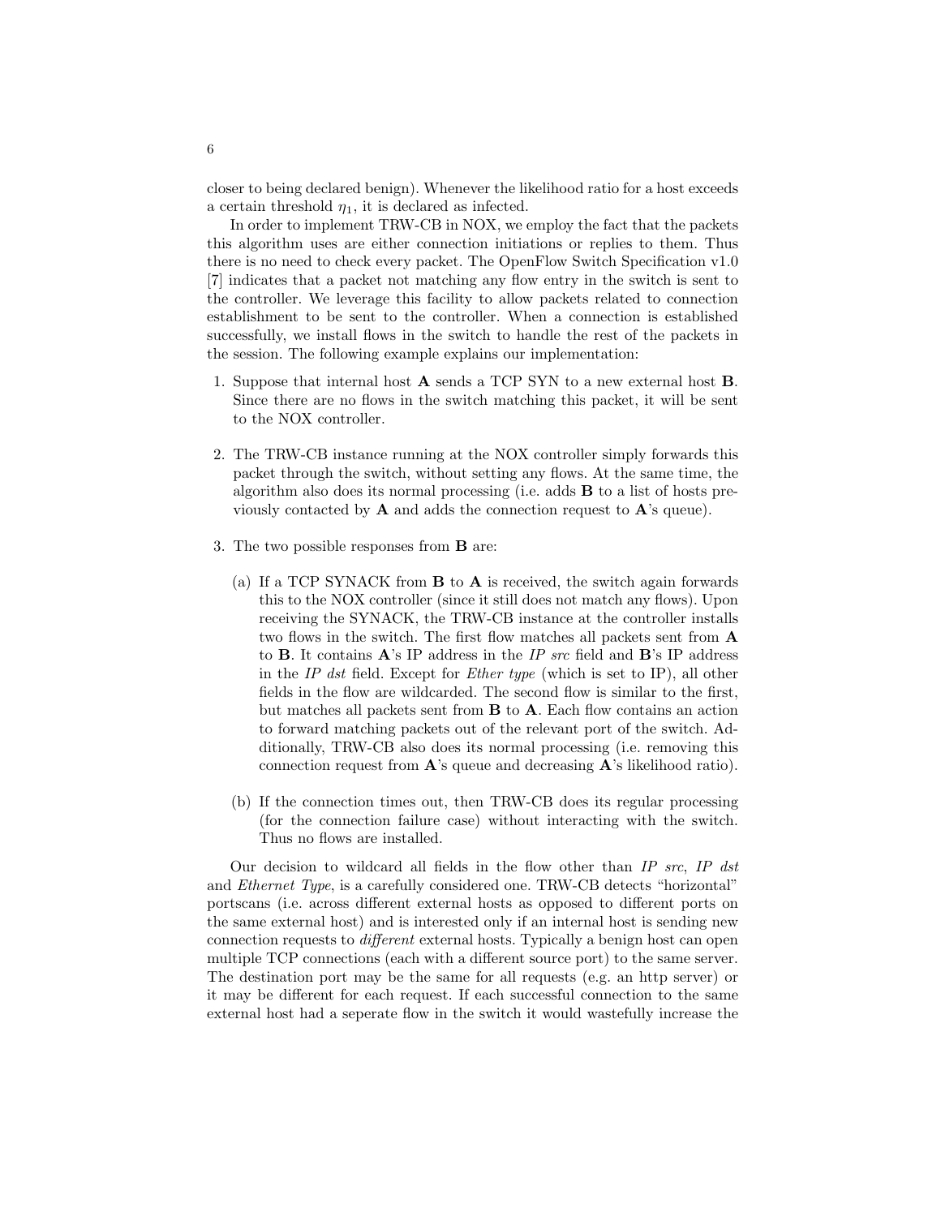closer to being declared benign). Whenever the likelihood ratio for a host exceeds a certain threshold $\eta_1$, it is declared as infected.

In order to implement TRW-CB in NOX, we employ the fact that the packets this algorithm uses are either connection initiations or replies to them. Thus there is no need to check every packet. The OpenFlow Switch Specification v1.0 [7] indicates that a packet not matching any flow entry in the switch is sent to the controller. We leverage this facility to allow packets related to connection establishment to be sent to the controller. When a connection is established successfully, we install flows in the switch to handle the rest of the packets in the session. The following example explains our implementation:

1. Suppose that internal host **A** sends a TCP SYN to a new external host **B**. Since there are no flows in the switch matching this packet, it will be sent to the NOX controller.

2. The TRW-CB instance running at the NOX controller simply forwards this packet through the switch, without setting any flows. At the same time, the algorithm also does its normal processing (i.e. adds **B** to a list of hosts previously contacted by **A** and adds the connection request to **A**'s queue).

3. The two possible responses from **B** are:

   (a) If a TCP SYNACK from **B** to **A** is received, the switch again forwards this to the NOX controller (since it still does not match any flows). Upon receiving the SYNACK, the TRW-CB instance at the controller installs two flows in the switch. The first flow matches all packets sent from **A** to **B**. It contains **A**'s IP address in the *IP src* field and **B**'s IP address in the *IP dst* field. Except for *Ether type* (which is set to IP), all other fields in the flow are wildcarded. The second flow is similar to the first, but matches all packets sent from **B** to **A**. Each flow contains an action to forward matching packets out of the relevant port of the switch. Additionally, TRW-CB also does its normal processing (i.e. removing this connection request from **A**'s queue and decreasing **A**'s likelihood ratio).

   (b) If the connection times out, then TRW-CB does its regular processing (for the connection failure case) without interacting with the switch. Thus no flows are installed.

Our decision to wildcard all fields in the flow other than *IP src*, *IP dst* and *Ethernet Type*, is a carefully considered one. TRW-CB detects "horizontal" portscans (i.e. across different external hosts as opposed to different ports on the same external host) and is interested only if an internal host is sending new connection requests to *different* external hosts. Typically a benign host can open multiple TCP connections (each with a different source port) to the same server. The destination port may be the same for all requests (e.g. an http server) or it may be different for each request. If each successful connection to the same external host had a seperate flow in the switch it would wastefully increase the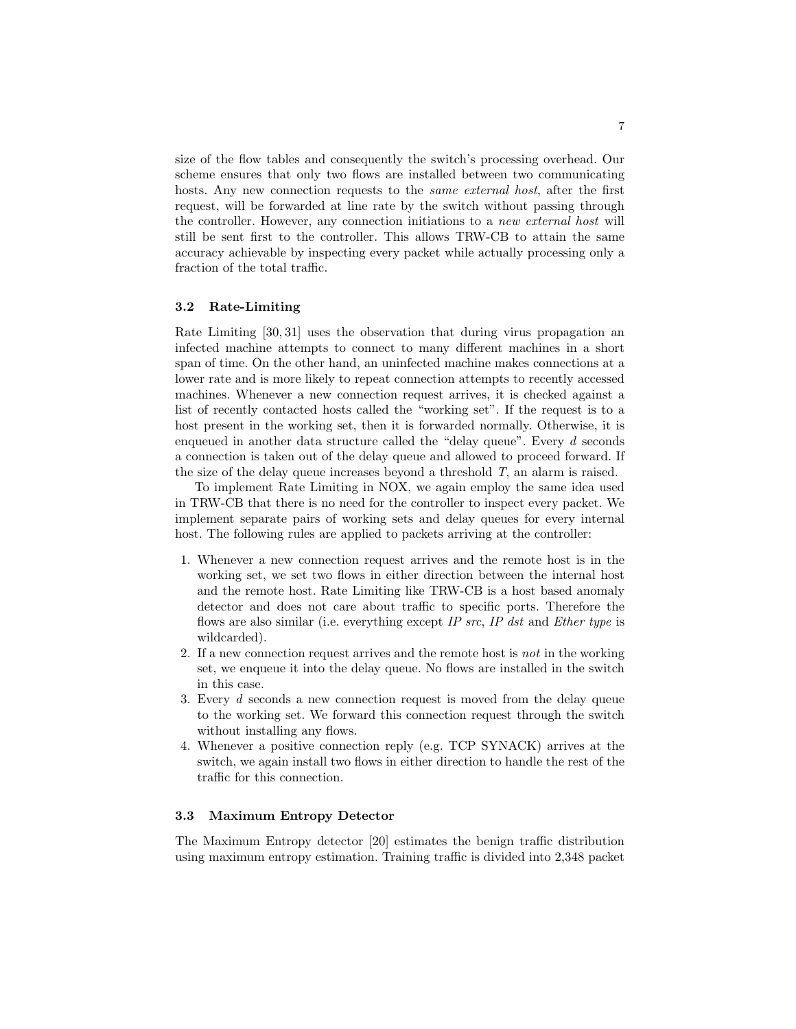size of the flow tables and consequently the switch's processing overhead. Our scheme ensures that only two flows are installed between two communicating hosts. Any new connection requests to the *same external host*, after the first request, will be forwarded at line rate by the switch without passing through the controller. However, any connection initiations to a *new external host* will still be sent first to the controller. This allows TRW-CB to attain the same accuracy achievable by inspecting every packet while actually processing only a fraction of the total traffic.

### 3.2 Rate-Limiting

Rate Limiting [30, 31] uses the observation that during virus propagation an infected machine attempts to connect to many different machines in a short span of time. On the other hand, an uninfected machine makes connections at a lower rate and is more likely to repeat connection attempts to recently accessed machines. Whenever a new connection request arrives, it is checked against a list of recently contacted hosts called the "working set". If the request is to a host present in the working set, then it is forwarded normally. Otherwise, it is enqueued in another data structure called the "delay queue". Every $d$ seconds a connection is taken out of the delay queue and allowed to proceed forward. If the size of the delay queue increases beyond a threshold $T$, an alarm is raised.

To implement Rate Limiting in NOX, we again employ the same idea used in TRW-CB that there is no need for the controller to inspect every packet. We implement separate pairs of working sets and delay queues for every internal host. The following rules are applied to packets arriving at the controller:

1. Whenever a new connection request arrives and the remote host is in the working set, we set two flows in either direction between the internal host and the remote host. Rate Limiting like TRW-CB is a host based anomaly detector and does not care about traffic to specific ports. Therefore the flows are also similar (i.e. everything except *IP src*, *IP dst* and *Ether type* is wildcarded).
2. If a new connection request arrives and the remote host is *not* in the working set, we enqueue it into the delay queue. No flows are installed in the switch in this case.
3. Every $d$ seconds a new connection request is moved from the delay queue to the working set. We forward this connection request through the switch without installing any flows.
4. Whenever a positive connection reply (e.g. TCP SYNACK) arrives at the switch, we again install two flows in either direction to handle the rest of the traffic for this connection.

### 3.3 Maximum Entropy Detector

The Maximum Entropy detector [20] estimates the benign traffic distribution using maximum entropy estimation. Training traffic is divided into 2,348 packet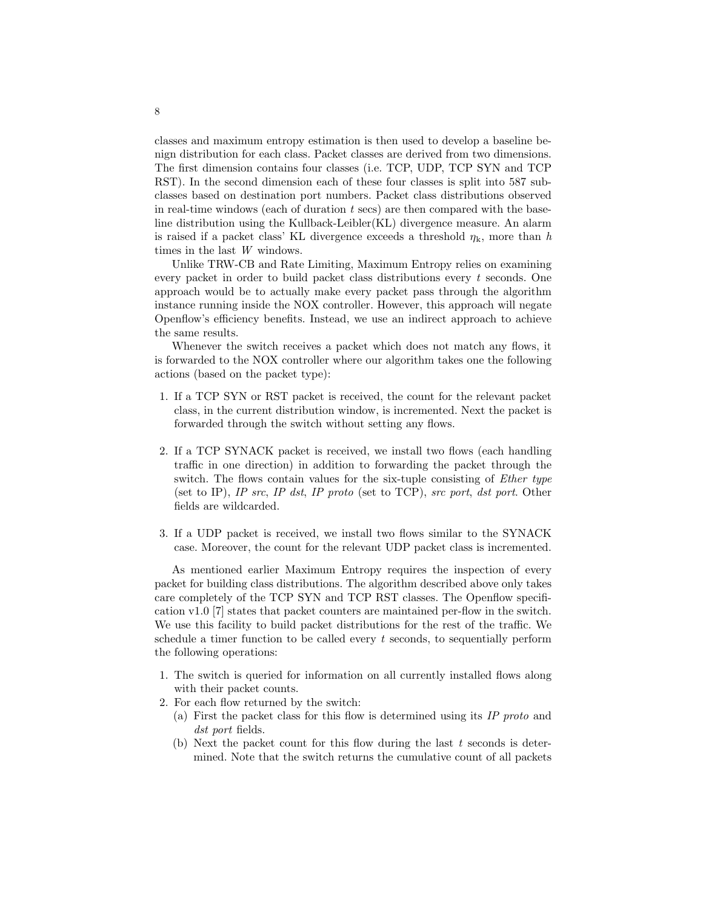classes and maximum entropy estimation is then used to develop a baseline benign distribution for each class. Packet classes are derived from two dimensions. The first dimension contains four classes (i.e. TCP, UDP, TCP SYN and TCP RST). In the second dimension each of these four classes is split into 587 subclasses based on destination port numbers. Packet class distributions observed in real-time windows (each of duration $t$ secs) are then compared with the baseline distribution using the Kullback-Leibler(KL) divergence measure. An alarm is raised if a packet class' KL divergence exceeds a threshold $\eta_k$, more than $h$ times in the last $W$ windows.

Unlike TRW-CB and Rate Limiting, Maximum Entropy relies on examining every packet in order to build packet class distributions every $t$ seconds. One approach would be to actually make every packet pass through the algorithm instance running inside the NOX controller. However, this approach will negate Openflow's efficiency benefits. Instead, we use an indirect approach to achieve the same results.

Whenever the switch receives a packet which does not match any flows, it is forwarded to the NOX controller where our algorithm takes one the following actions (based on the packet type):

1. If a TCP SYN or RST packet is received, the count for the relevant packet class, in the current distribution window, is incremented. Next the packet is forwarded through the switch without setting any flows.

2. If a TCP SYNACK packet is received, we install two flows (each handling traffic in one direction) in addition to forwarding the packet through the switch. The flows contain values for the six-tuple consisting of *Ether type* (set to IP), *IP src*, *IP dst*, *IP proto* (set to TCP), *src port*, *dst port*. Other fields are wildcarded.

3. If a UDP packet is received, we install two flows similar to the SYNACK case. Moreover, the count for the relevant UDP packet class is incremented.

As mentioned earlier Maximum Entropy requires the inspection of every packet for building class distributions. The algorithm described above only takes care completely of the TCP SYN and TCP RST classes. The Openflow specification v1.0 [7] states that packet counters are maintained per-flow in the switch. We use this facility to build packet distributions for the rest of the traffic. We schedule a timer function to be called every $t$ seconds, to sequentially perform the following operations:

1. The switch is queried for information on all currently installed flows along with their packet counts.
2. For each flow returned by the switch:
   (a) First the packet class for this flow is determined using its *IP proto* and *dst port* fields.
   (b) Next the packet count for this flow during the last $t$ seconds is determined. Note that the switch returns the cumulative count of all packets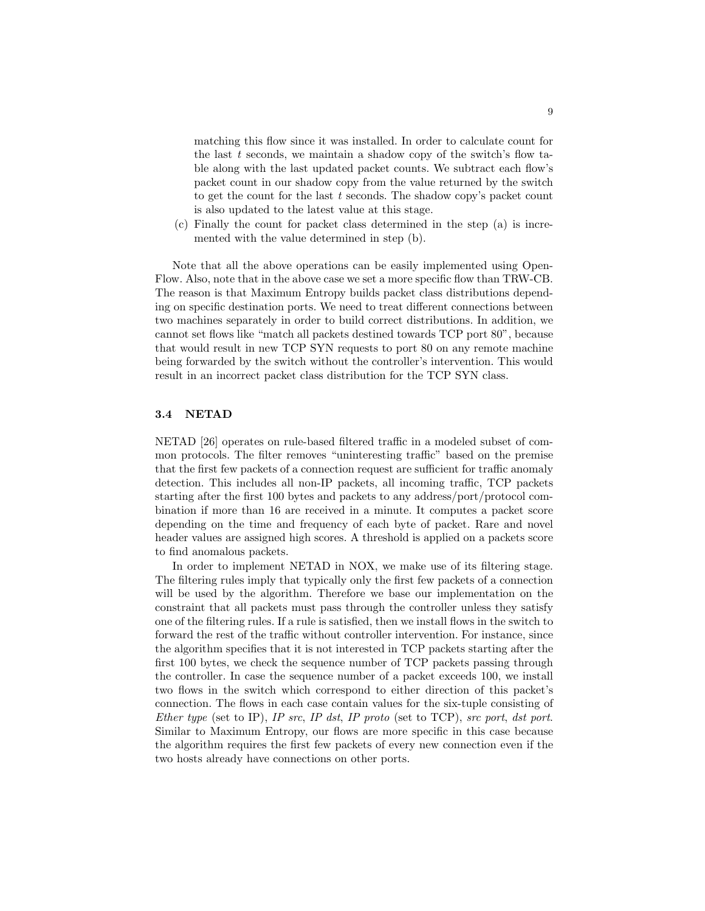matching this flow since it was installed. In order to calculate count for the last $t$ seconds, we maintain a shadow copy of the switch's flow table along with the last updated packet counts. We subtract each flow's packet count in our shadow copy from the value returned by the switch to get the count for the last $t$ seconds. The shadow copy's packet count is also updated to the latest value at this stage.

(c) Finally the count for packet class determined in the step (a) is incremented with the value determined in step (b).

Note that all the above operations can be easily implemented using OpenFlow. Also, note that in the above case we set a more specific flow than TRW-CB. The reason is that Maximum Entropy builds packet class distributions depending on specific destination ports. We need to treat different connections between two machines separately in order to build correct distributions. In addition, we cannot set flows like "match all packets destined towards TCP port 80", because that would result in new TCP SYN requests to port 80 on any remote machine being forwarded by the switch without the controller's intervention. This would result in an incorrect packet class distribution for the TCP SYN class.

### 3.4 NETAD

NETAD [26] operates on rule-based filtered traffic in a modeled subset of common protocols. The filter removes "uninteresting traffic" based on the premise that the first few packets of a connection request are sufficient for traffic anomaly detection. This includes all non-IP packets, all incoming traffic, TCP packets starting after the first 100 bytes and packets to any address/port/protocol combination if more than 16 are received in a minute. It computes a packet score depending on the time and frequency of each byte of packet. Rare and novel header values are assigned high scores. A threshold is applied on a packets score to find anomalous packets.

In order to implement NETAD in NOX, we make use of its filtering stage. The filtering rules imply that typically only the first few packets of a connection will be used by the algorithm. Therefore we base our implementation on the constraint that all packets must pass through the controller unless they satisfy one of the filtering rules. If a rule is satisfied, then we install flows in the switch to forward the rest of the traffic without controller intervention. For instance, since the algorithm specifies that it is not interested in TCP packets starting after the first 100 bytes, we check the sequence number of TCP packets passing through the controller. In case the sequence number of a packet exceeds 100, we install two flows in the switch which correspond to either direction of this packet's connection. The flows in each case contain values for the six-tuple consisting of *Ether type* (set to IP), *IP src*, *IP dst*, *IP proto* (set to TCP), *src port*, *dst port*. Similar to Maximum Entropy, our flows are more specific in this case because the algorithm requires the first few packets of every new connection even if the two hosts already have connections on other ports.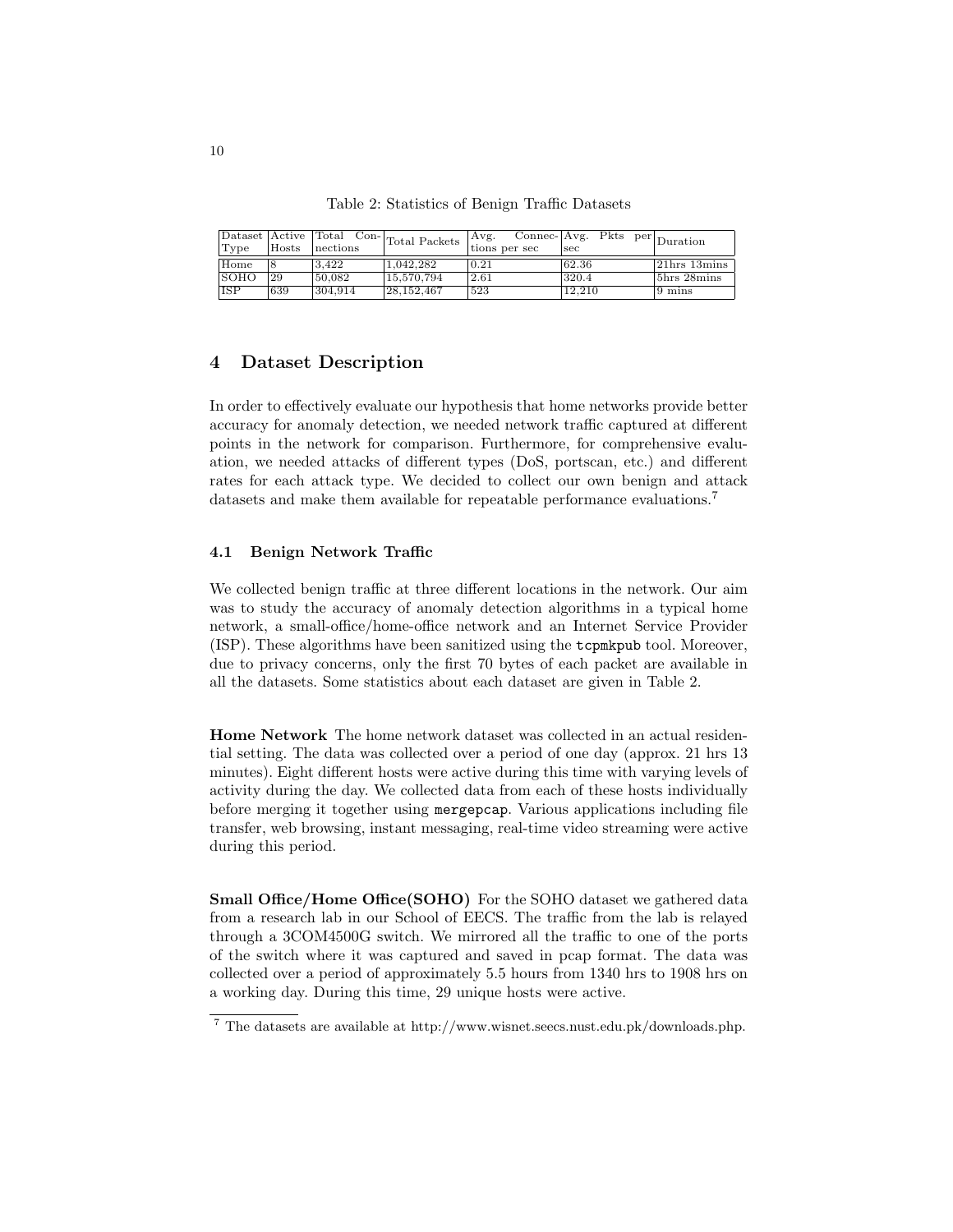Table 2: Statistics of Benign Traffic Datasets

| Dataset Type | Active Hosts | Total Connections | Total Packets | Avg. Connections per sec | Avg. Pkts per sec | Duration |
|---|---|---|---|---|---|---|
| Home | 8 | 3,422 | 1,042,282 | 0.21 | 62.36 | 21hrs 13mins |
| SOHO | 29 | 50,082 | 15,570,794 | 2.61 | 320.4 | 5hrs 28mins |
| ISP | 639 | 304,914 | 28,152,467 | 523 | 12,210 | 9 mins |

## 4 Dataset Description

In order to effectively evaluate our hypothesis that home networks provide better accuracy for anomaly detection, we needed network traffic captured at different points in the network for comparison. Furthermore, for comprehensive evaluation, we needed attacks of different types (DoS, portscan, etc.) and different rates for each attack type. We decided to collect our own benign and attack datasets and make them available for repeatable performance evaluations.[7]

### 4.1 Benign Network Traffic

We collected benign traffic at three different locations in the network. Our aim was to study the accuracy of anomaly detection algorithms in a typical home network, a small-office/home-office network and an Internet Service Provider (ISP). These algorithms have been sanitized using the `tcpmkpub` tool. Moreover, due to privacy concerns, only the first 70 bytes of each packet are available in all the datasets. Some statistics about each dataset are given in Table 2.

**Home Network** The home network dataset was collected in an actual residential setting. The data was collected over a period of one day (approx. 21 hrs 13 minutes). Eight different hosts were active during this time with varying levels of activity during the day. We collected data from each of these hosts individually before merging it together using `mergepcap`. Various applications including file transfer, web browsing, instant messaging, real-time video streaming were active during this period.

**Small Office/Home Office(SOHO)** For the SOHO dataset we gathered data from a research lab in our School of EECS. The traffic from the lab is relayed through a 3COM4500G switch. We mirrored all the traffic to one of the ports of the switch where it was captured and saved in pcap format. The data was collected over a period of approximately 5.5 hours from 1340 hrs to 1908 hrs on a working day. During this time, 29 unique hosts were active.

[7] The datasets are available at http://www.wisnet.seecs.nust.edu.pk/downloads.php.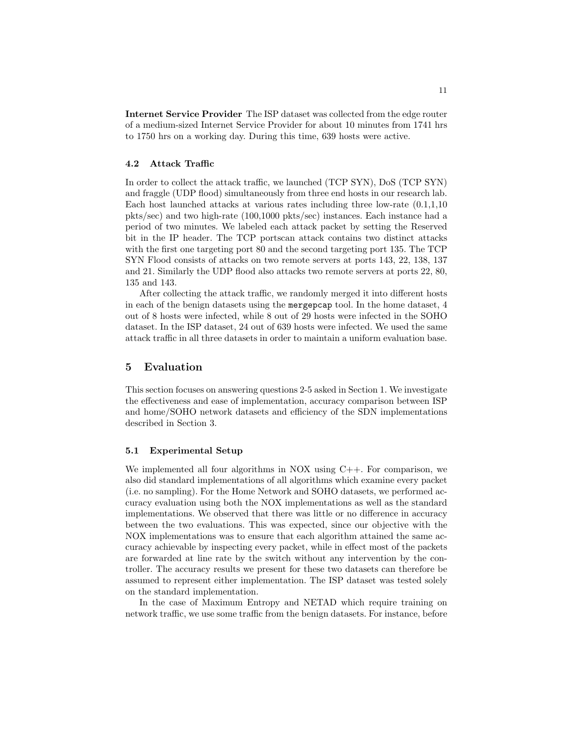**Internet Service Provider** The ISP dataset was collected from the edge router of a medium-sized Internet Service Provider for about 10 minutes from 1741 hrs to 1750 hrs on a working day. During this time, 639 hosts were active.

### 4.2 Attack Traffic

In order to collect the attack traffic, we launched (TCP SYN), DoS (TCP SYN) and fraggle (UDP flood) simultaneously from three end hosts in our research lab. Each host launched attacks at various rates including three low-rate (0.1,1,10 pkts/sec) and two high-rate (100,1000 pkts/sec) instances. Each instance had a period of two minutes. We labeled each attack packet by setting the Reserved bit in the IP header. The TCP portscan attack contains two distinct attacks with the first one targeting port 80 and the second targeting port 135. The TCP SYN Flood consists of attacks on two remote servers at ports 143, 22, 138, 137 and 21. Similarly the UDP flood also attacks two remote servers at ports 22, 80, 135 and 143.

After collecting the attack traffic, we randomly merged it into different hosts in each of the benign datasets using the `mergepcap` tool. In the home dataset, 4 out of 8 hosts were infected, while 8 out of 29 hosts were infected in the SOHO dataset. In the ISP dataset, 24 out of 639 hosts were infected. We used the same attack traffic in all three datasets in order to maintain a uniform evaluation base.

## 5 Evaluation

This section focuses on answering questions 2-5 asked in Section 1. We investigate the effectiveness and ease of implementation, accuracy comparison between ISP and home/SOHO network datasets and efficiency of the SDN implementations described in Section 3.

### 5.1 Experimental Setup

We implemented all four algorithms in NOX using C++. For comparison, we also did standard implementations of all algorithms which examine every packet (i.e. no sampling). For the Home Network and SOHO datasets, we performed accuracy evaluation using both the NOX implementations as well as the standard implementations. We observed that there was little or no difference in accuracy between the two evaluations. This was expected, since our objective with the NOX implementations was to ensure that each algorithm attained the same accuracy achievable by inspecting every packet, while in effect most of the packets are forwarded at line rate by the switch without any intervention by the controller. The accuracy results we present for these two datasets can therefore be assumed to represent either implementation. The ISP dataset was tested solely on the standard implementation.

In the case of Maximum Entropy and NETAD which require training on network traffic, we use some traffic from the benign datasets. For instance, before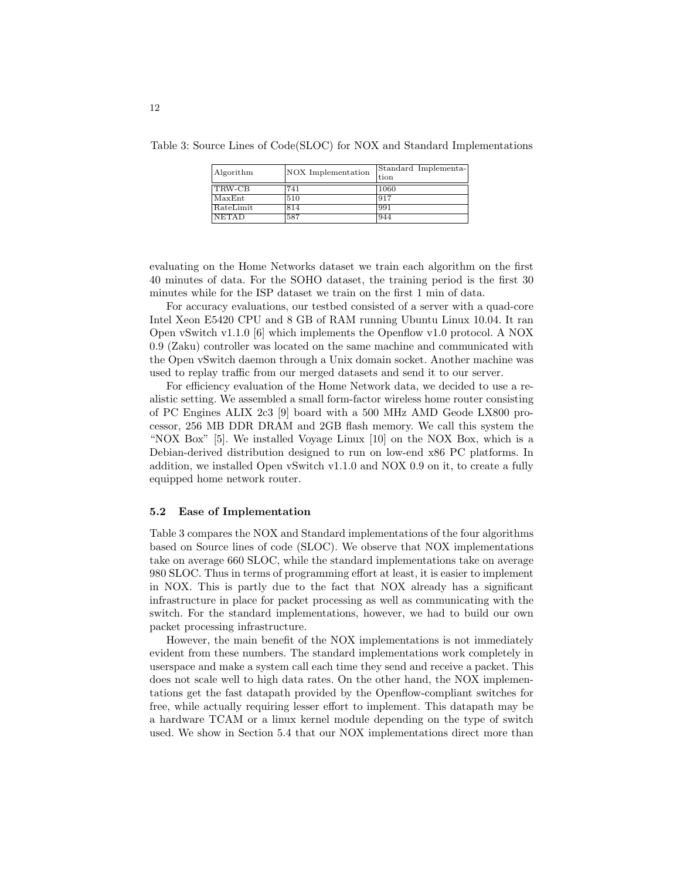Table 3: Source Lines of Code(SLOC) for NOX and Standard Implementations

| Algorithm | NOX Implementation | Standard Implementation |
|---|---|---|
| TRW-CB | 741 | 1060 |
| MaxEnt | 510 | 917 |
| RateLimit | 814 | 991 |
| NETAD | 587 | 944 |

evaluating on the Home Networks dataset we train each algorithm on the first 40 minutes of data. For the SOHO dataset, the training period is the first 30 minutes while for the ISP dataset we train on the first 1 min of data.

For accuracy evaluations, our testbed consisted of a server with a quad-core Intel Xeon E5420 CPU and 8 GB of RAM running Ubuntu Linux 10.04. It ran Open vSwitch v1.1.0 [6] which implements the Openflow v1.0 protocol. A NOX 0.9 (Zaku) controller was located on the same machine and communicated with the Open vSwitch daemon through a Unix domain socket. Another machine was used to replay traffic from our merged datasets and send it to our server.

For efficiency evaluation of the Home Network data, we decided to use a realistic setting. We assembled a small form-factor wireless home router consisting of PC Engines ALIX 2c3 [9] board with a 500 MHz AMD Geode LX800 processor, 256 MB DDR DRAM and 2GB flash memory. We call this system the "NOX Box" [5]. We installed Voyage Linux [10] on the NOX Box, which is a Debian-derived distribution designed to run on low-end x86 PC platforms. In addition, we installed Open vSwitch v1.1.0 and NOX 0.9 on it, to create a fully equipped home network router.

### 5.2 Ease of Implementation

Table 3 compares the NOX and Standard implementations of the four algorithms based on Source lines of code (SLOC). We observe that NOX implementations take on average 660 SLOC, while the standard implementations take on average 980 SLOC. Thus in terms of programming effort at least, it is easier to implement in NOX. This is partly due to the fact that NOX already has a significant infrastructure in place for packet processing as well as communicating with the switch. For the standard implementations, however, we had to build our own packet processing infrastructure.

However, the main benefit of the NOX implementations is not immediately evident from these numbers. The standard implementations work completely in userspace and make a system call each time they send and receive a packet. This does not scale well to high data rates. On the other hand, the NOX implementations get the fast datapath provided by the Openflow-compliant switches for free, while actually requiring lesser effort to implement. This datapath may be a hardware TCAM or a linux kernel module depending on the type of switch used. We show in Section 5.4 that our NOX implementations direct more than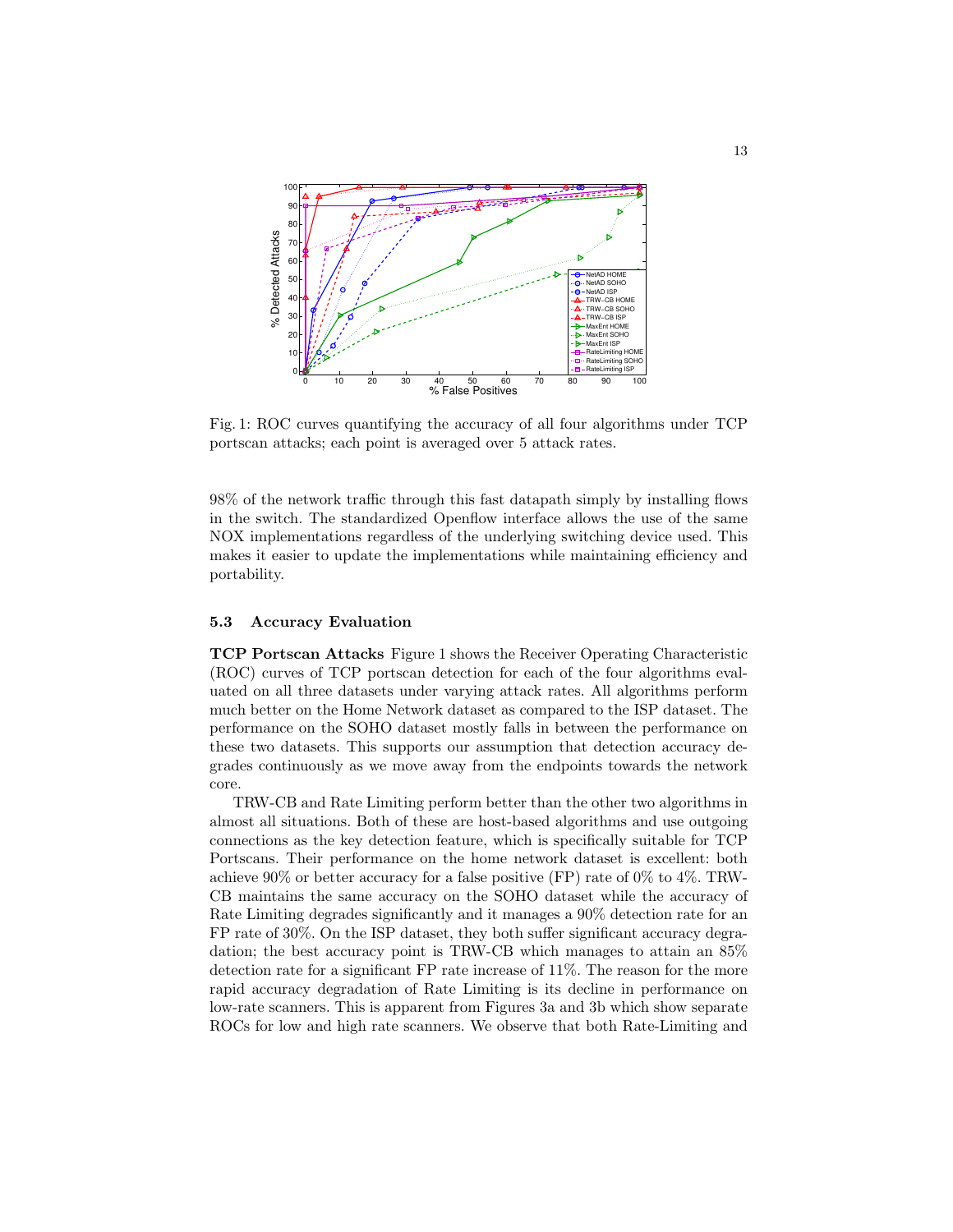Fig. 1: ROC curves quantifying the accuracy of all four algorithms under TCP portscan attacks; each point is averaged over 5 attack rates.

98% of the network traffic through this fast datapath simply by installing flows in the switch. The standardized Openflow interface allows the use of the same NOX implementations regardless of the underlying switching device used. This makes it easier to update the implementations while maintaining efficiency and portability.

### 5.3 Accuracy Evaluation

**TCP Portscan Attacks** Figure 1 shows the Receiver Operating Characteristic (ROC) curves of TCP portscan detection for each of the four algorithms evaluated on all three datasets under varying attack rates. All algorithms perform much better on the Home Network dataset as compared to the ISP dataset. The performance on the SOHO dataset mostly falls in between the performance on these two datasets. This supports our assumption that detection accuracy degrades continuously as we move away from the endpoints towards the network core.

TRW-CB and Rate Limiting perform better than the other two algorithms in almost all situations. Both of these are host-based algorithms and use outgoing connections as the key detection feature, which is specifically suitable for TCP Portscans. Their performance on the home network dataset is excellent: both achieve 90% or better accuracy for a false positive (FP) rate of 0% to 4%. TRW-CB maintains the same accuracy on the SOHO dataset while the accuracy of Rate Limiting degrades significantly and it manages a 90% detection rate for an FP rate of 30%. On the ISP dataset, they both suffer significant accuracy degradation; the best accuracy point is TRW-CB which manages to attain an 85% detection rate for a significant FP rate increase of 11%. The reason for the more rapid accuracy degradation of Rate Limiting is its decline in performance on low-rate scanners. This is apparent from Figures 3a and 3b which show separate ROCs for low and high rate scanners. We observe that both Rate-Limiting and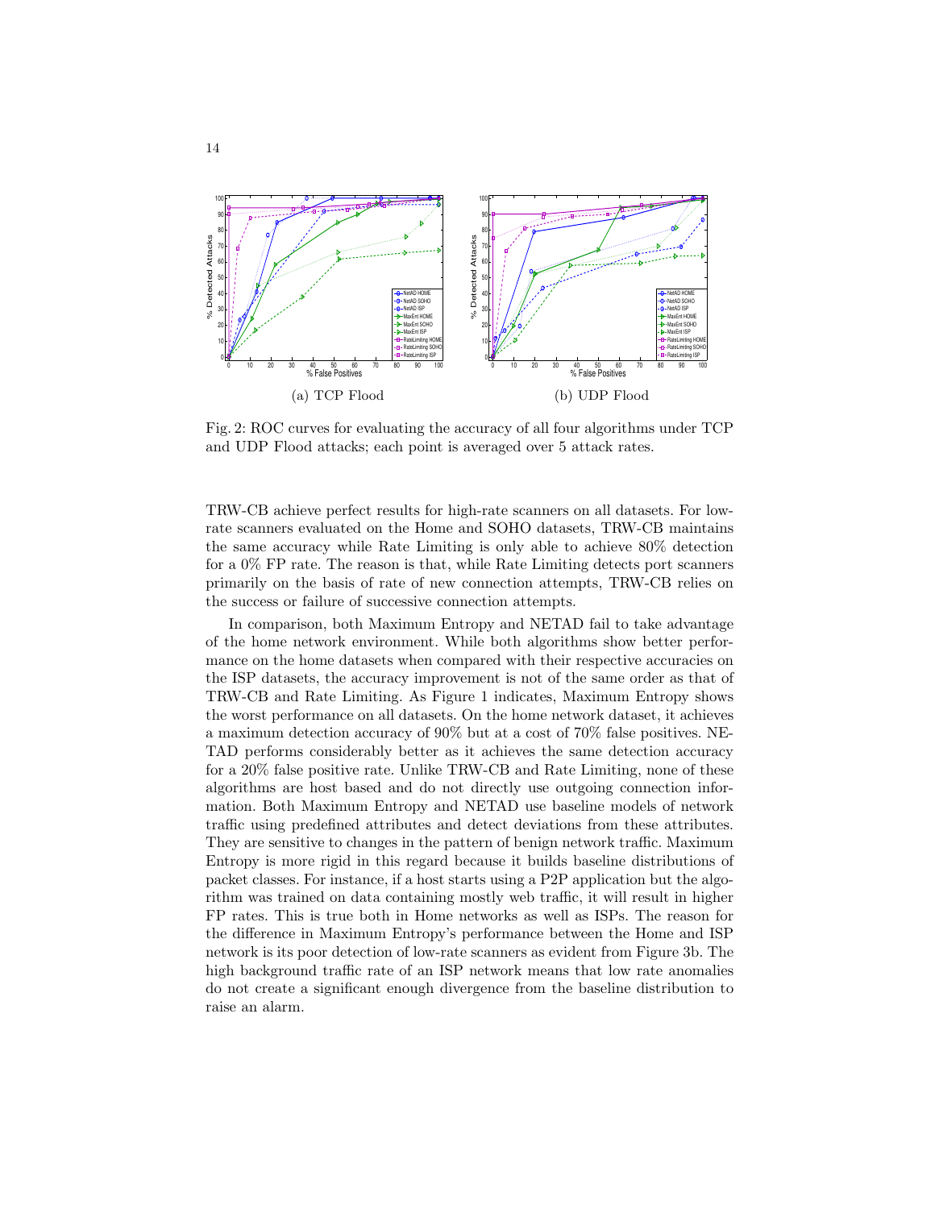(a) TCP Flood

(b) UDP Flood

Fig. 2: ROC curves for evaluating the accuracy of all four algorithms under TCP and UDP Flood attacks; each point is averaged over 5 attack rates.

TRW-CB achieve perfect results for high-rate scanners on all datasets. For low-rate scanners evaluated on the Home and SOHO datasets, TRW-CB maintains the same accuracy while Rate Limiting is only able to achieve 80% detection for a 0% FP rate. The reason is that, while Rate Limiting detects port scanners primarily on the basis of rate of new connection attempts, TRW-CB relies on the success or failure of successive connection attempts.

In comparison, both Maximum Entropy and NETAD fail to take advantage of the home network environment. While both algorithms show better performance on the home datasets when compared with their respective accuracies on the ISP datasets, the accuracy improvement is not of the same order as that of TRW-CB and Rate Limiting. As Figure 1 indicates, Maximum Entropy shows the worst performance on all datasets. On the home network dataset, it achieves a maximum detection accuracy of 90% but at a cost of 70% false positives. NETAD performs considerably better as it achieves the same detection accuracy for a 20% false positive rate. Unlike TRW-CB and Rate Limiting, none of these algorithms are host based and do not directly use outgoing connection information. Both Maximum Entropy and NETAD use baseline models of network traffic using predefined attributes and detect deviations from these attributes. They are sensitive to changes in the pattern of benign network traffic. Maximum Entropy is more rigid in this regard because it builds baseline distributions of packet classes. For instance, if a host starts using a P2P application but the algorithm was trained on data containing mostly web traffic, it will result in higher FP rates. This is true both in Home networks as well as ISPs. The reason for the difference in Maximum Entropy's performance between the Home and ISP network is its poor detection of low-rate scanners as evident from Figure 3b. The high background traffic rate of an ISP network means that low rate anomalies do not create a significant enough divergence from the baseline distribution to raise an alarm.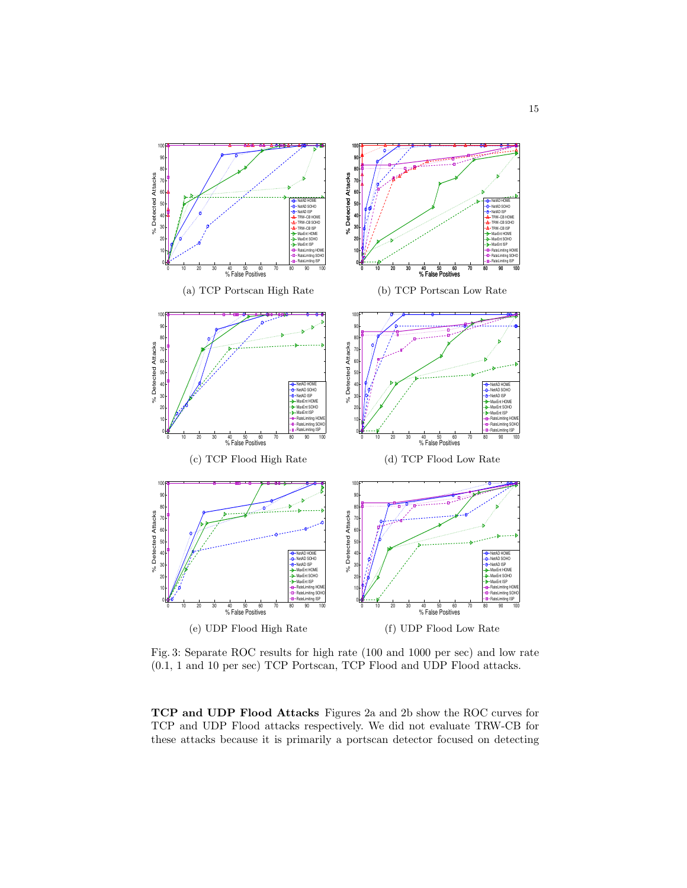(a) TCP Portscan High Rate

(b) TCP Portscan Low Rate

(c) TCP Flood High Rate

(d) TCP Flood Low Rate

(e) UDP Flood High Rate

(f) UDP Flood Low Rate

Fig. 3: Separate ROC results for high rate (100 and 1000 per sec) and low rate (0.1, 1 and 10 per sec) TCP Portscan, TCP Flood and UDP Flood attacks.

**TCP and UDP Flood Attacks** Figures 2a and 2b show the ROC curves for TCP and UDP Flood attacks respectively. We did not evaluate TRW-CB for these attacks because it is primarily a portscan detector focused on detecting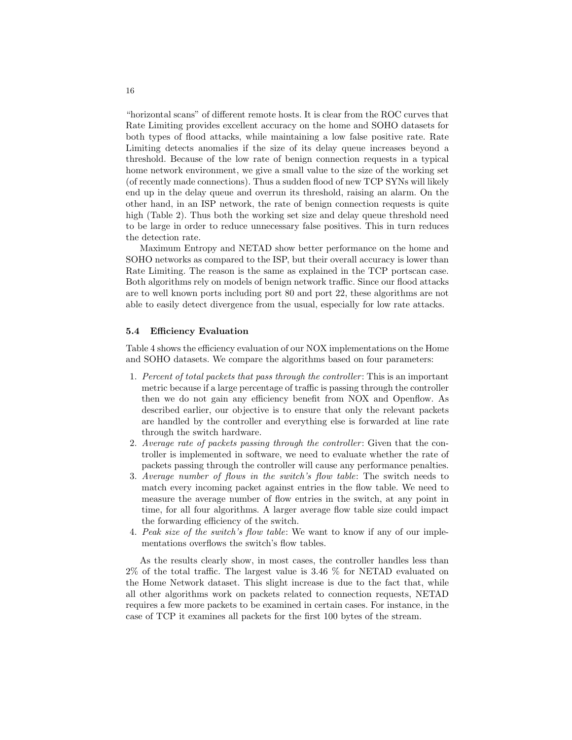"horizontal scans" of different remote hosts. It is clear from the ROC curves that Rate Limiting provides excellent accuracy on the home and SOHO datasets for both types of flood attacks, while maintaining a low false positive rate. Rate Limiting detects anomalies if the size of its delay queue increases beyond a threshold. Because of the low rate of benign connection requests in a typical home network environment, we give a small value to the size of the working set (of recently made connections). Thus a sudden flood of new TCP SYNs will likely end up in the delay queue and overrun its threshold, raising an alarm. On the other hand, in an ISP network, the rate of benign connection requests is quite high (Table 2). Thus both the working set size and delay queue threshold need to be large in order to reduce unnecessary false positives. This in turn reduces the detection rate.

Maximum Entropy and NETAD show better performance on the home and SOHO networks as compared to the ISP, but their overall accuracy is lower than Rate Limiting. The reason is the same as explained in the TCP portscan case. Both algorithms rely on models of benign network traffic. Since our flood attacks are to well known ports including port 80 and port 22, these algorithms are not able to easily detect divergence from the usual, especially for low rate attacks.

### 5.4 Efficiency Evaluation

Table 4 shows the efficiency evaluation of our NOX implementations on the Home and SOHO datasets. We compare the algorithms based on four parameters:

1. *Percent of total packets that pass through the controller*: This is an important metric because if a large percentage of traffic is passing through the controller then we do not gain any efficiency benefit from NOX and Openflow. As described earlier, our objective is to ensure that only the relevant packets are handled by the controller and everything else is forwarded at line rate through the switch hardware.
2. *Average rate of packets passing through the controller*: Given that the controller is implemented in software, we need to evaluate whether the rate of packets passing through the controller will cause any performance penalties.
3. *Average number of flows in the switch's flow table*: The switch needs to match every incoming packet against entries in the flow table. We need to measure the average number of flow entries in the switch, at any point in time, for all four algorithms. A larger average flow table size could impact the forwarding efficiency of the switch.
4. *Peak size of the switch's flow table*: We want to know if any of our implementations overflows the switch's flow tables.

As the results clearly show, in most cases, the controller handles less than 2% of the total traffic. The largest value is 3.46 % for NETAD evaluated on the Home Network dataset. This slight increase is due to the fact that, while all other algorithms work on packets related to connection requests, NETAD requires a few more packets to be examined in certain cases. For instance, in the case of TCP it examines all packets for the first 100 bytes of the stream.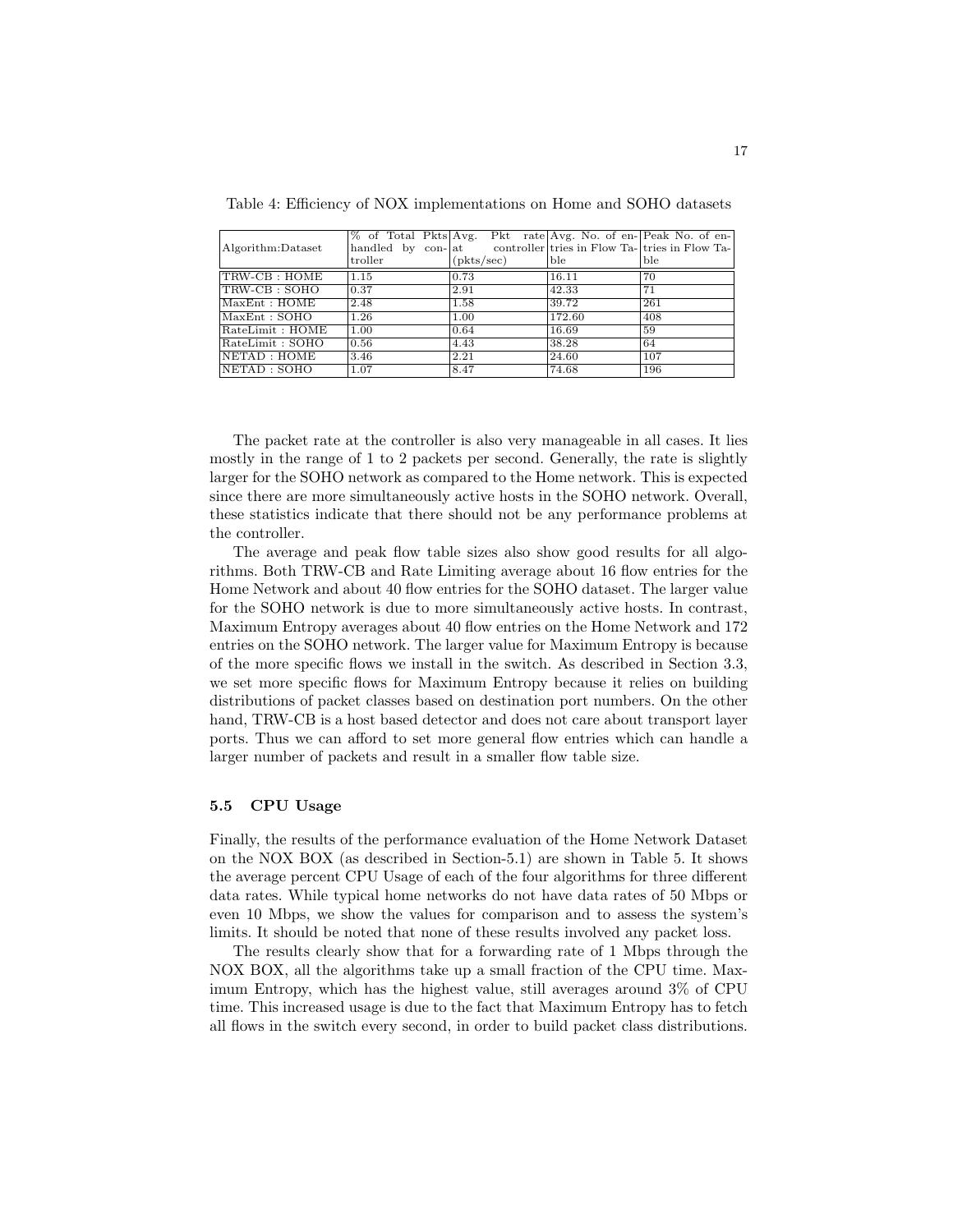Table 4: Efficiency of NOX implementations on Home and SOHO datasets

| Algorithm:Dataset | % of Total Pkts handled by controller | Avg. Pkt rate at controller (pkts/sec) | Avg. No. of entries in Flow Table | Peak No. of entries in Flow Table |
|---|---|---|---|---|
| TRW-CB : HOME | 1.15 | 0.73 | 16.11 | 70 |
| TRW-CB : SOHO | 0.37 | 2.91 | 42.33 | 71 |
| MaxEnt : HOME | 2.48 | 1.58 | 39.72 | 261 |
| MaxEnt : SOHO | 1.26 | 1.00 | 172.60 | 408 |
| RateLimit : HOME | 1.00 | 0.64 | 16.69 | 59 |
| RateLimit : SOHO | 0.56 | 4.43 | 38.28 | 64 |
| NETAD : HOME | 3.46 | 2.21 | 24.60 | 107 |
| NETAD : SOHO | 1.07 | 8.47 | 74.68 | 196 |

The packet rate at the controller is also very manageable in all cases. It lies mostly in the range of 1 to 2 packets per second. Generally, the rate is slightly larger for the SOHO network as compared to the Home network. This is expected since there are more simultaneously active hosts in the SOHO network. Overall, these statistics indicate that there should not be any performance problems at the controller.

The average and peak flow table sizes also show good results for all algorithms. Both TRW-CB and Rate Limiting average about 16 flow entries for the Home Network and about 40 flow entries for the SOHO dataset. The larger value for the SOHO network is due to more simultaneously active hosts. In contrast, Maximum Entropy averages about 40 flow entries on the Home Network and 172 entries on the SOHO network. The larger value for Maximum Entropy is because of the more specific flows we install in the switch. As described in Section 3.3, we set more specific flows for Maximum Entropy because it relies on building distributions of packet classes based on destination port numbers. On the other hand, TRW-CB is a host based detector and does not care about transport layer ports. Thus we can afford to set more general flow entries which can handle a larger number of packets and result in a smaller flow table size.

### 5.5 CPU Usage

Finally, the results of the performance evaluation of the Home Network Dataset on the NOX BOX (as described in Section-5.1) are shown in Table 5. It shows the average percent CPU Usage of each of the four algorithms for three different data rates. While typical home networks do not have data rates of 50 Mbps or even 10 Mbps, we show the values for comparison and to assess the system's limits. It should be noted that none of these results involved any packet loss.

The results clearly show that for a forwarding rate of 1 Mbps through the NOX BOX, all the algorithms take up a small fraction of the CPU time. Maximum Entropy, which has the highest value, still averages around 3% of CPU time. This increased usage is due to the fact that Maximum Entropy has to fetch all flows in the switch every second, in order to build packet class distributions.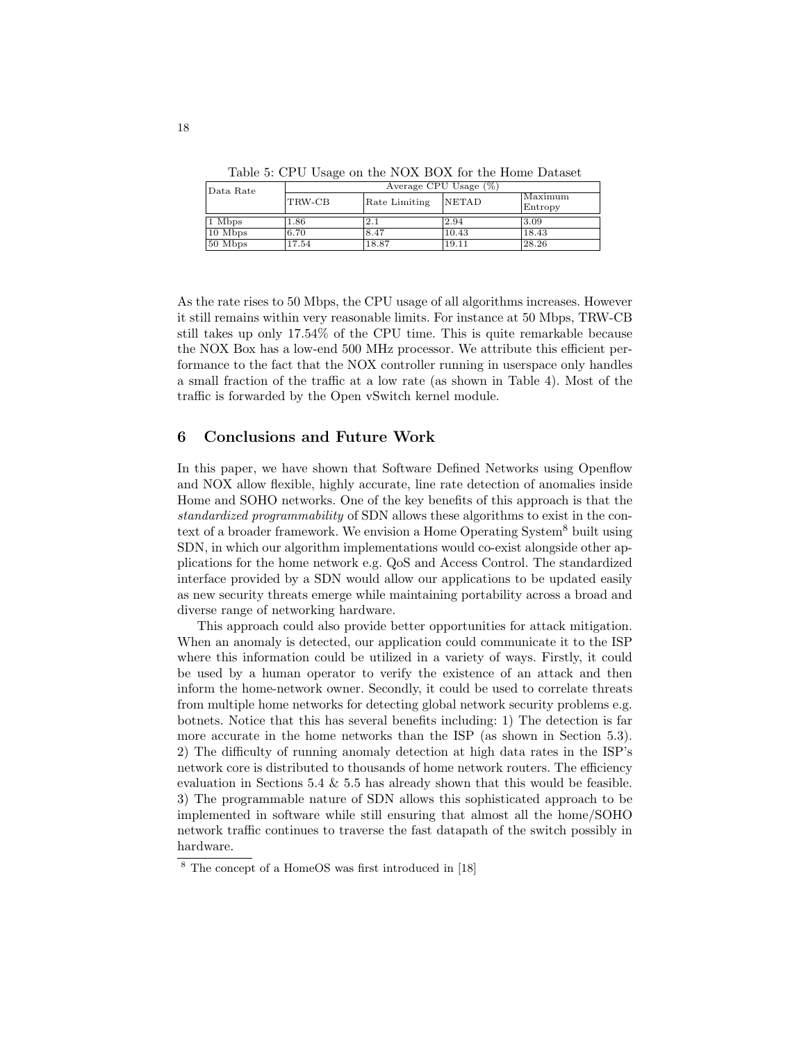Table 5: CPU Usage on the NOX BOX for the Home Dataset

| Data Rate | Average CPU Usage (%) | | | |
|---|---|---|---|---|
| | TRW-CB | Rate Limiting | NETAD | Maximum Entropy |
| 1 Mbps | 1.86 | 2.1 | 2.94 | 3.09 |
| 10 Mbps | 6.70 | 8.47 | 10.43 | 18.43 |
| 50 Mbps | 17.54 | 18.87 | 19.11 | 28.26 |

As the rate rises to 50 Mbps, the CPU usage of all algorithms increases. However it still remains within very reasonable limits. For instance at 50 Mbps, TRW-CB still takes up only 17.54% of the CPU time. This is quite remarkable because the NOX Box has a low-end 500 MHz processor. We attribute this efficient performance to the fact that the NOX controller running in userspace only handles a small fraction of the traffic at a low rate (as shown in Table 4). Most of the traffic is forwarded by the Open vSwitch kernel module.

## 6 Conclusions and Future Work

In this paper, we have shown that Software Defined Networks using Openflow and NOX allow flexible, highly accurate, line rate detection of anomalies inside Home and SOHO networks. One of the key benefits of this approach is that the *standardized programmability* of SDN allows these algorithms to exist in the context of a broader framework. We envision a Home Operating System[8] built using SDN, in which our algorithm implementations would co-exist alongside other applications for the home network e.g. QoS and Access Control. The standardized interface provided by a SDN would allow our applications to be updated easily as new security threats emerge while maintaining portability across a broad and diverse range of networking hardware.

This approach could also provide better opportunities for attack mitigation. When an anomaly is detected, our application could communicate it to the ISP where this information could be utilized in a variety of ways. Firstly, it could be used by a human operator to verify the existence of an attack and then inform the home-network owner. Secondly, it could be used to correlate threats from multiple home networks for detecting global network security problems e.g. botnets. Notice that this has several benefits including: 1) The detection is far more accurate in the home networks than the ISP (as shown in Section 5.3). 2) The difficulty of running anomaly detection at high data rates in the ISP's network core is distributed to thousands of home network routers. The efficiency evaluation in Sections 5.4 & 5.5 has already shown that this would be feasible. 3) The programmable nature of SDN allows this sophisticated approach to be implemented in software while still ensuring that almost all the home/SOHO network traffic continues to traverse the fast datapath of the switch possibly in hardware.

[8] The concept of a HomeOS was first introduced in [18]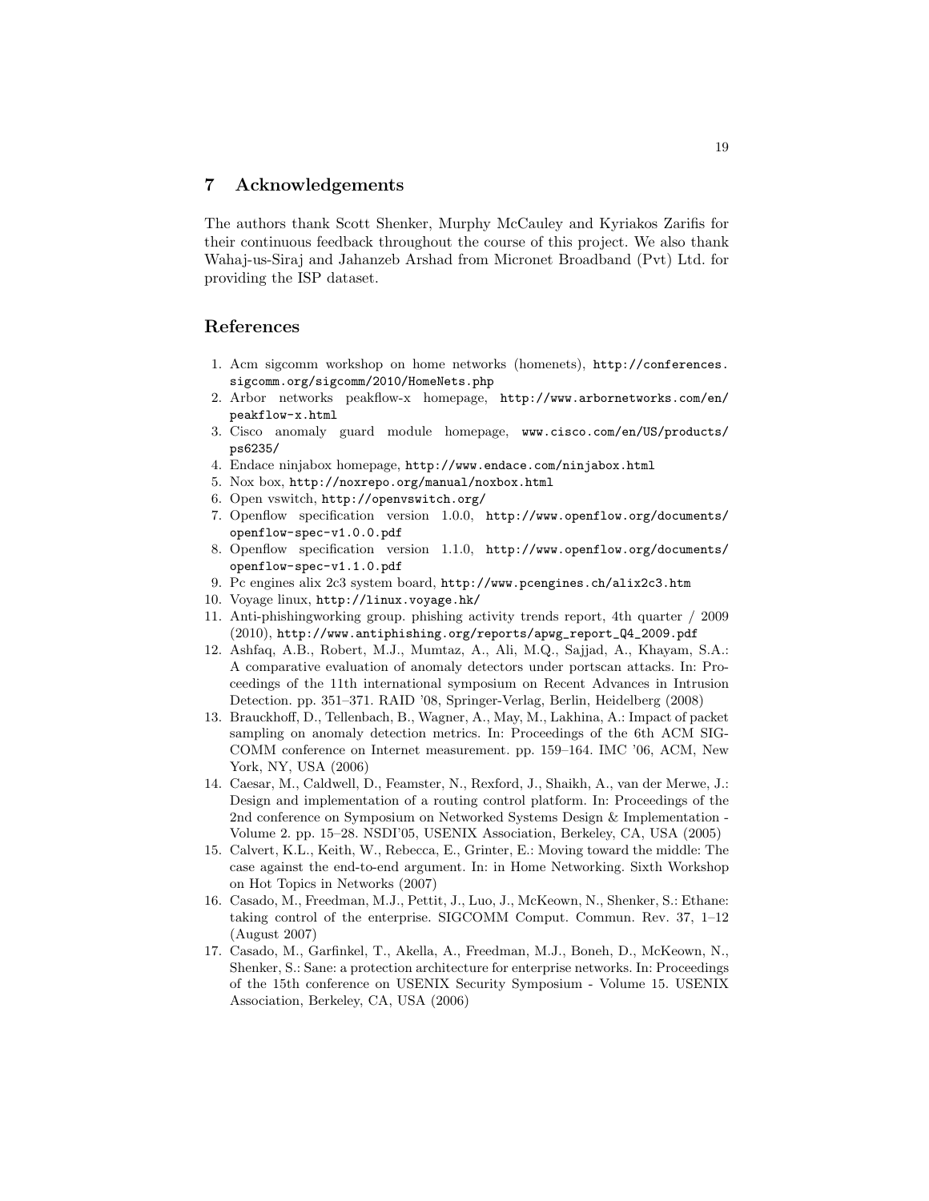## 7 Acknowledgements

The authors thank Scott Shenker, Murphy McCauley and Kyriakos Zarifis for their continuous feedback throughout the course of this project. We also thank Wahaj-us-Siraj and Jahanzeb Arshad from Micronet Broadband (Pvt) Ltd. for providing the ISP dataset.

## References

1. Acm sigcomm workshop on home networks (homenets), http://conferences.sigcomm.org/sigcomm/2010/HomeNets.php
2. Arbor networks peakflow-x homepage, http://www.arbornetworks.com/en/peakflow-x.html
3. Cisco anomaly guard module homepage, www.cisco.com/en/US/products/ps6235/
4. Endace ninjabox homepage, http://www.endace.com/ninjabox.html
5. Nox box, http://noxrepo.org/manual/noxbox.html
6. Open vswitch, http://openvswitch.org/
7. Openflow specification version 1.0.0, http://www.openflow.org/documents/openflow-spec-v1.0.0.pdf
8. Openflow specification version 1.1.0, http://www.openflow.org/documents/openflow-spec-v1.1.0.pdf
9. Pc engines alix 2c3 system board, http://www.pcengines.ch/alix2c3.htm
10. Voyage linux, http://linux.voyage.hk/
11. Anti-phishingworking group. phishing activity trends report, 4th quarter / 2009 (2010), http://www.antiphishing.org/reports/apwg_report_Q4_2009.pdf
12. Ashfaq, A.B., Robert, M.J., Mumtaz, A., Ali, M.Q., Sajjad, A., Khayam, S.A.: A comparative evaluation of anomaly detectors under portscan attacks. In: Proceedings of the 11th international symposium on Recent Advances in Intrusion Detection. pp. 351–371. RAID '08, Springer-Verlag, Berlin, Heidelberg (2008)
13. Brauckhoff, D., Tellenbach, B., Wagner, A., May, M., Lakhina, A.: Impact of packet sampling on anomaly detection metrics. In: Proceedings of the 6th ACM SIGCOMM conference on Internet measurement. pp. 159–164. IMC '06, ACM, New York, NY, USA (2006)
14. Caesar, M., Caldwell, D., Feamster, N., Rexford, J., Shaikh, A., van der Merwe, J.: Design and implementation of a routing control platform. In: Proceedings of the 2nd conference on Symposium on Networked Systems Design & Implementation - Volume 2. pp. 15–28. NSDI'05, USENIX Association, Berkeley, CA, USA (2005)
15. Calvert, K.L., Keith, W., Rebecca, E., Grinter, E.: Moving toward the middle: The case against the end-to-end argument. In: in Home Networking. Sixth Workshop on Hot Topics in Networks (2007)
16. Casado, M., Freedman, M.J., Pettit, J., Luo, J., McKeown, N., Shenker, S.: Ethane: taking control of the enterprise. SIGCOMM Comput. Commun. Rev. 37, 1–12 (August 2007)
17. Casado, M., Garfinkel, T., Akella, A., Freedman, M.J., Boneh, D., McKeown, N., Shenker, S.: Sane: a protection architecture for enterprise networks. In: Proceedings of the 15th conference on USENIX Security Symposium - Volume 15. USENIX Association, Berkeley, CA, USA (2006)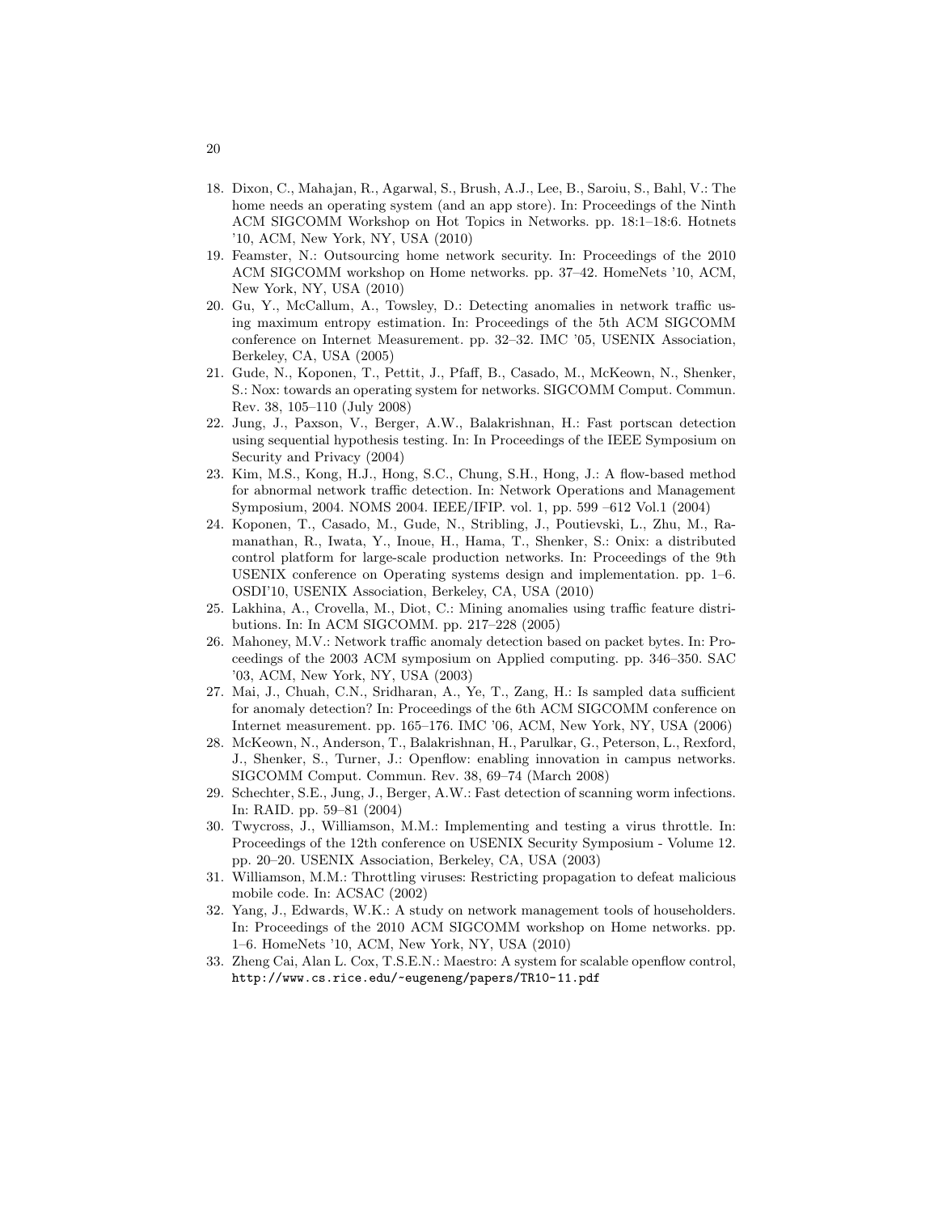18. Dixon, C., Mahajan, R., Agarwal, S., Brush, A.J., Lee, B., Saroiu, S., Bahl, V.: The home needs an operating system (and an app store). In: Proceedings of the Ninth ACM SIGCOMM Workshop on Hot Topics in Networks. pp. 18:1–18:6. Hotnets '10, ACM, New York, NY, USA (2010)
19. Feamster, N.: Outsourcing home network security. In: Proceedings of the 2010 ACM SIGCOMM workshop on Home networks. pp. 37–42. HomeNets '10, ACM, New York, NY, USA (2010)
20. Gu, Y., McCallum, A., Towsley, D.: Detecting anomalies in network traffic using maximum entropy estimation. In: Proceedings of the 5th ACM SIGCOMM conference on Internet Measurement. pp. 32–32. IMC '05, USENIX Association, Berkeley, CA, USA (2005)
21. Gude, N., Koponen, T., Pettit, J., Pfaff, B., Casado, M., McKeown, N., Shenker, S.: Nox: towards an operating system for networks. SIGCOMM Comput. Commun. Rev. 38, 105–110 (July 2008)
22. Jung, J., Paxson, V., Berger, A.W., Balakrishnan, H.: Fast portscan detection using sequential hypothesis testing. In: In Proceedings of the IEEE Symposium on Security and Privacy (2004)
23. Kim, M.S., Kong, H.J., Hong, S.C., Chung, S.H., Hong, J.: A flow-based method for abnormal network traffic detection. In: Network Operations and Management Symposium, 2004. NOMS 2004. IEEE/IFIP. vol. 1, pp. 599 –612 Vol.1 (2004)
24. Koponen, T., Casado, M., Gude, N., Stribling, J., Poutievski, L., Zhu, M., Ramanathan, R., Iwata, Y., Inoue, H., Hama, T., Shenker, S.: Onix: a distributed control platform for large-scale production networks. In: Proceedings of the 9th USENIX conference on Operating systems design and implementation. pp. 1–6. OSDI'10, USENIX Association, Berkeley, CA, USA (2010)
25. Lakhina, A., Crovella, M., Diot, C.: Mining anomalies using traffic feature distributions. In: In ACM SIGCOMM. pp. 217–228 (2005)
26. Mahoney, M.V.: Network traffic anomaly detection based on packet bytes. In: Proceedings of the 2003 ACM symposium on Applied computing. pp. 346–350. SAC '03, ACM, New York, NY, USA (2003)
27. Mai, J., Chuah, C.N., Sridharan, A., Ye, T., Zang, H.: Is sampled data sufficient for anomaly detection? In: Proceedings of the 6th ACM SIGCOMM conference on Internet measurement. pp. 165–176. IMC '06, ACM, New York, NY, USA (2006)
28. McKeown, N., Anderson, T., Balakrishnan, H., Parulkar, G., Peterson, L., Rexford, J., Shenker, S., Turner, J.: Openflow: enabling innovation in campus networks. SIGCOMM Comput. Commun. Rev. 38, 69–74 (March 2008)
29. Schechter, S.E., Jung, J., Berger, A.W.: Fast detection of scanning worm infections. In: RAID. pp. 59–81 (2004)
30. Twycross, J., Williamson, M.M.: Implementing and testing a virus throttle. In: Proceedings of the 12th conference on USENIX Security Symposium - Volume 12. pp. 20–20. USENIX Association, Berkeley, CA, USA (2003)
31. Williamson, M.M.: Throttling viruses: Restricting propagation to defeat malicious mobile code. In: ACSAC (2002)
32. Yang, J., Edwards, W.K.: A study on network management tools of householders. In: Proceedings of the 2010 ACM SIGCOMM workshop on Home networks. pp. 1–6. HomeNets '10, ACM, New York, NY, USA (2010)
33. Zheng Cai, Alan L. Cox, T.S.E.N.: Maestro: A system for scalable openflow control, `http://www.cs.rice.edu/~eugeneng/papers/TR10-11.pdf`